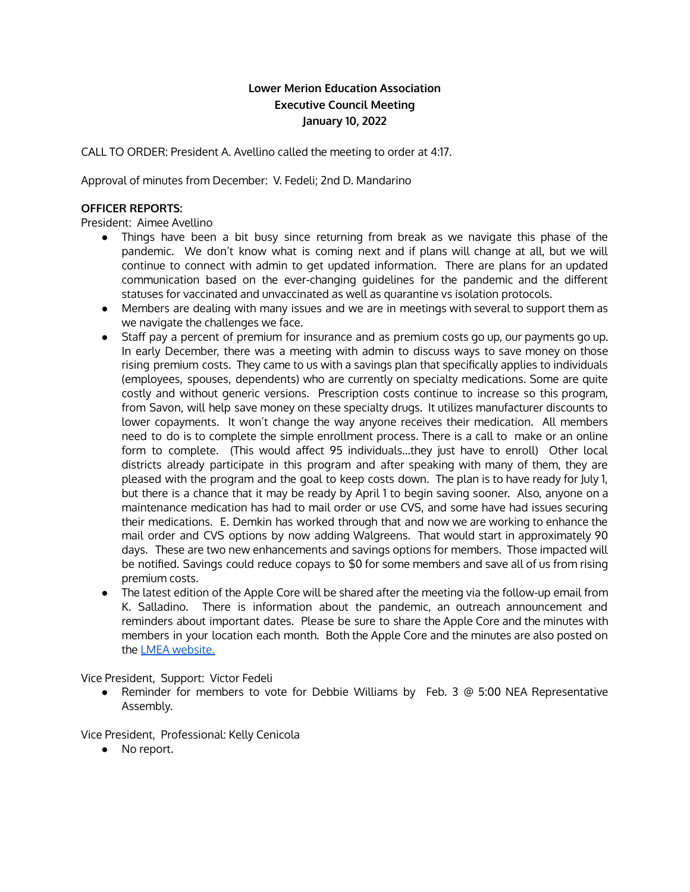**Lower Merion Education Association**
**Executive Council Meeting**
**January 10, 2022**

CALL TO ORDER: President A. Avellino called the meeting to order at 4:17.

Approval of minutes from December: V. Fedeli; 2nd D. Mandarino

**OFFICER REPORTS:**

President: Aimee Avellino

- Things have been a bit busy since returning from break as we navigate this phase of the pandemic. We don't know what is coming next and if plans will change at all, but we will continue to connect with admin to get updated information. There are plans for an updated communication based on the ever-changing guidelines for the pandemic and the different statuses for vaccinated and unvaccinated as well as quarantine vs isolation protocols.
- Members are dealing with many issues and we are in meetings with several to support them as we navigate the challenges we face.
- Staff pay a percent of premium for insurance and as premium costs go up, our payments go up. In early December, there was a meeting with admin to discuss ways to save money on those rising premium costs. They came to us with a savings plan that specifically applies to individuals (employees, spouses, dependents) who are currently on specialty medications. Some are quite costly and without generic versions. Prescription costs continue to increase so this program, from Savon, will help save money on these specialty drugs. It utilizes manufacturer discounts to lower copayments. It won't change the way anyone receives their medication. All members need to do is to complete the simple enrollment process. There is a call to make or an online form to complete. (This would affect 95 individuals...they just have to enroll) Other local districts already participate in this program and after speaking with many of them, they are pleased with the program and the goal to keep costs down. The plan is to have ready for July 1, but there is a chance that it may be ready by April 1 to begin saving sooner. Also, anyone on a maintenance medication has had to mail order or use CVS, and some have had issues securing their medications. E. Demkin has worked through that and now we are working to enhance the mail order and CVS options by now adding Walgreens. That would start in approximately 90 days. These are two new enhancements and savings options for members. Those impacted will be notified. Savings could reduce copays to $0 for some members and save all of us from rising premium costs.
- The latest edition of the Apple Core will be shared after the meeting via the follow-up email from K. Salladino. There is information about the pandemic, an outreach announcement and reminders about important dates. Please be sure to share the Apple Core and the minutes with members in your location each month. Both the Apple Core and the minutes are also posted on the LMEA website.

Vice President, Support: Victor Fedeli

- Reminder for members to vote for Debbie Williams by Feb. 3 @ 5:00 NEA Representative Assembly.

Vice President, Professional: Kelly Cenicola

- No report.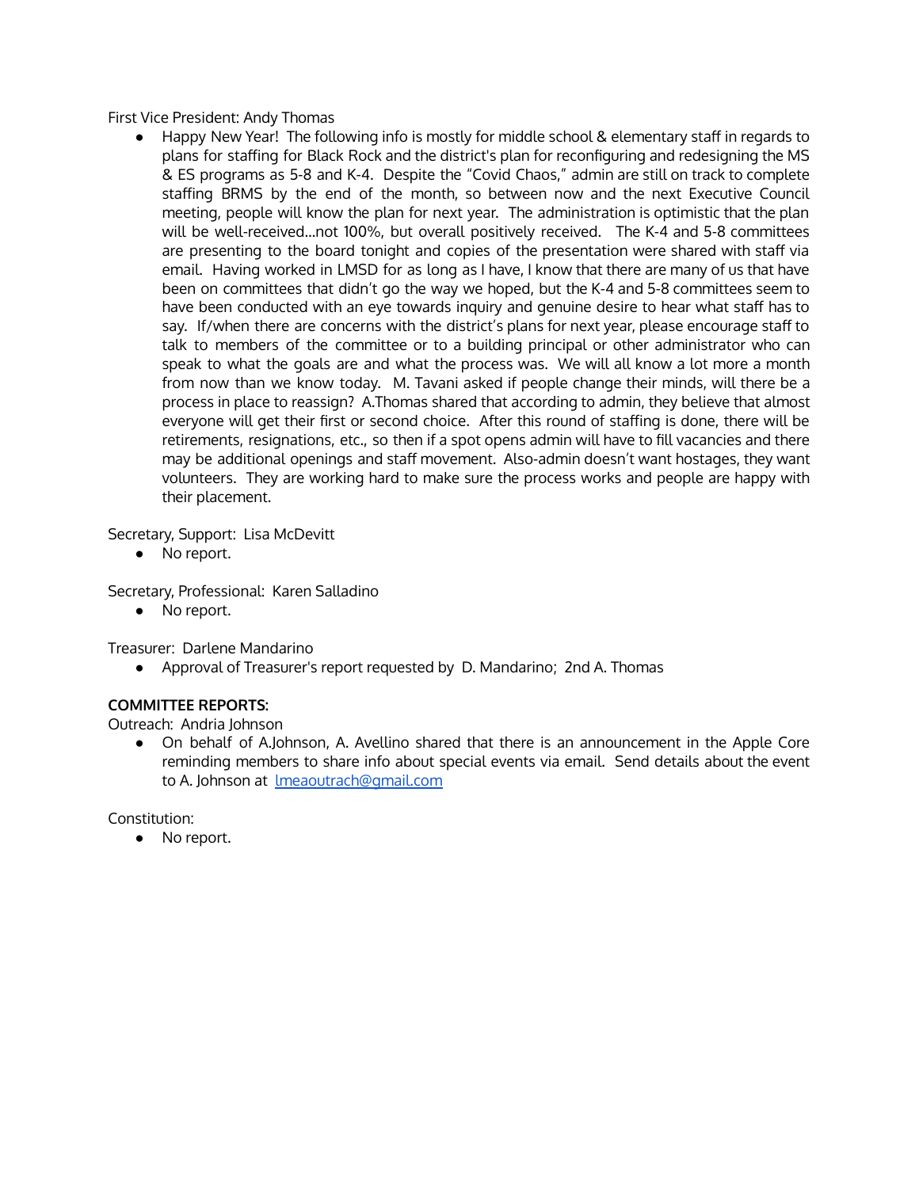First Vice President: Andy Thomas

- Happy New Year! The following info is mostly for middle school & elementary staff in regards to plans for staffing for Black Rock and the district's plan for reconfiguring and redesigning the MS & ES programs as 5-8 and K-4. Despite the "Covid Chaos," admin are still on track to complete staffing BRMS by the end of the month, so between now and the next Executive Council meeting, people will know the plan for next year. The administration is optimistic that the plan will be well-received...not 100%, but overall positively received. The K-4 and 5-8 committees are presenting to the board tonight and copies of the presentation were shared with staff via email. Having worked in LMSD for as long as I have, I know that there are many of us that have been on committees that didn't go the way we hoped, but the K-4 and 5-8 committees seem to have been conducted with an eye towards inquiry and genuine desire to hear what staff has to say. If/when there are concerns with the district's plans for next year, please encourage staff to talk to members of the committee or to a building principal or other administrator who can speak to what the goals are and what the process was. We will all know a lot more a month from now than we know today. M. Tavani asked if people change their minds, will there be a process in place to reassign? A.Thomas shared that according to admin, they believe that almost everyone will get their first or second choice. After this round of staffing is done, there will be retirements, resignations, etc., so then if a spot opens admin will have to fill vacancies and there may be additional openings and staff movement. Also-admin doesn't want hostages, they want volunteers. They are working hard to make sure the process works and people are happy with their placement.

Secretary, Support: Lisa McDevitt

- No report.

Secretary, Professional: Karen Salladino

- No report.

Treasurer: Darlene Mandarino

- Approval of Treasurer's report requested by D. Mandarino; 2nd A. Thomas

**COMMITTEE REPORTS:**

Outreach: Andria Johnson

- On behalf of A.Johnson, A. Avellino shared that there is an announcement in the Apple Core reminding members to share info about special events via email. Send details about the event to A. Johnson at lmeaoutrach@gmail.com

Constitution:

- No report.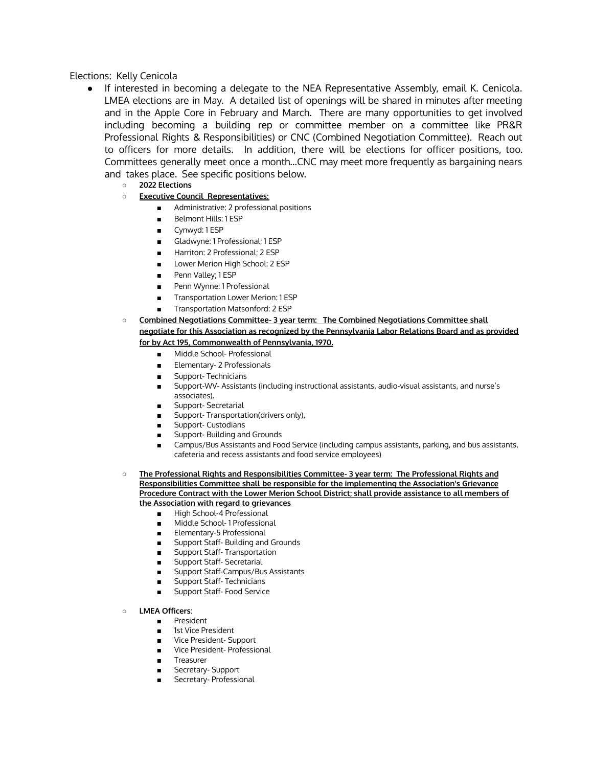Elections: Kelly Cenicola

- If interested in becoming a delegate to the NEA Representative Assembly, email K. Cenicola. LMEA elections are in May. A detailed list of openings will be shared in minutes after meeting and in the Apple Core in February and March. There are many opportunities to get involved including becoming a building rep or committee member on a committee like PR&R Professional Rights & Responsibilities) or CNC (Combined Negotiation Committee). Reach out to officers for more details. In addition, there will be elections for officer positions, too. Committees generally meet once a month…CNC may meet more frequently as bargaining nears and takes place. See specific positions below.
  - **2022 Elections**
  - **Executive Council Representatives:**
    - Administrative: 2 professional positions
    - Belmont Hills: 1 ESP
    - Cynwyd: 1 ESP
    - Gladwyne: 1 Professional; 1 ESP
    - Harriton: 2 Professional; 2 ESP
    - Lower Merion High School: 2 ESP
    - Penn Valley; 1 ESP
    - Penn Wynne: 1 Professional
    - Transportation Lower Merion: 1 ESP
    - Transportation Matsonford: 2 ESP
  - **Combined Negotiations Committee- 3 year term: The Combined Negotiations Committee shall negotiate for this Association as recognized by the Pennsylvania Labor Relations Board and as provided for by Act 195, Commonwealth of Pennsylvania, 1970.**
    - Middle School- Professional
    - Elementary- 2 Professionals
    - Support- Technicians
    - Support-WV- Assistants (including instructional assistants, audio-visual assistants, and nurse's associates).
    - Support- Secretarial
    - Support- Transportation(drivers only),
    - Support- Custodians
    - Support- Building and Grounds
    - Campus/Bus Assistants and Food Service (including campus assistants, parking, and bus assistants, cafeteria and recess assistants and food service employees)
  - **The Professional Rights and Responsibilities Committee- 3 year term: The Professional Rights and Responsibilities Committee shall be responsible for the implementing the Association's Grievance Procedure Contract with the Lower Merion School District; shall provide assistance to all members of the Association with regard to grievances**
    - High School-4 Professional
    - Middle School- 1 Professional
    - Elementary-5 Professional
    - Support Staff- Building and Grounds
    - Support Staff- Transportation
    - Support Staff- Secretarial
    - Support Staff-Campus/Bus Assistants
    - Support Staff- Technicians
    - Support Staff- Food Service
  - **LMEA Officers**:
    - President
    - 1st Vice President
    - Vice President- Support
    - Vice President- Professional
    - Treasurer
    - Secretary- Support
    - Secretary- Professional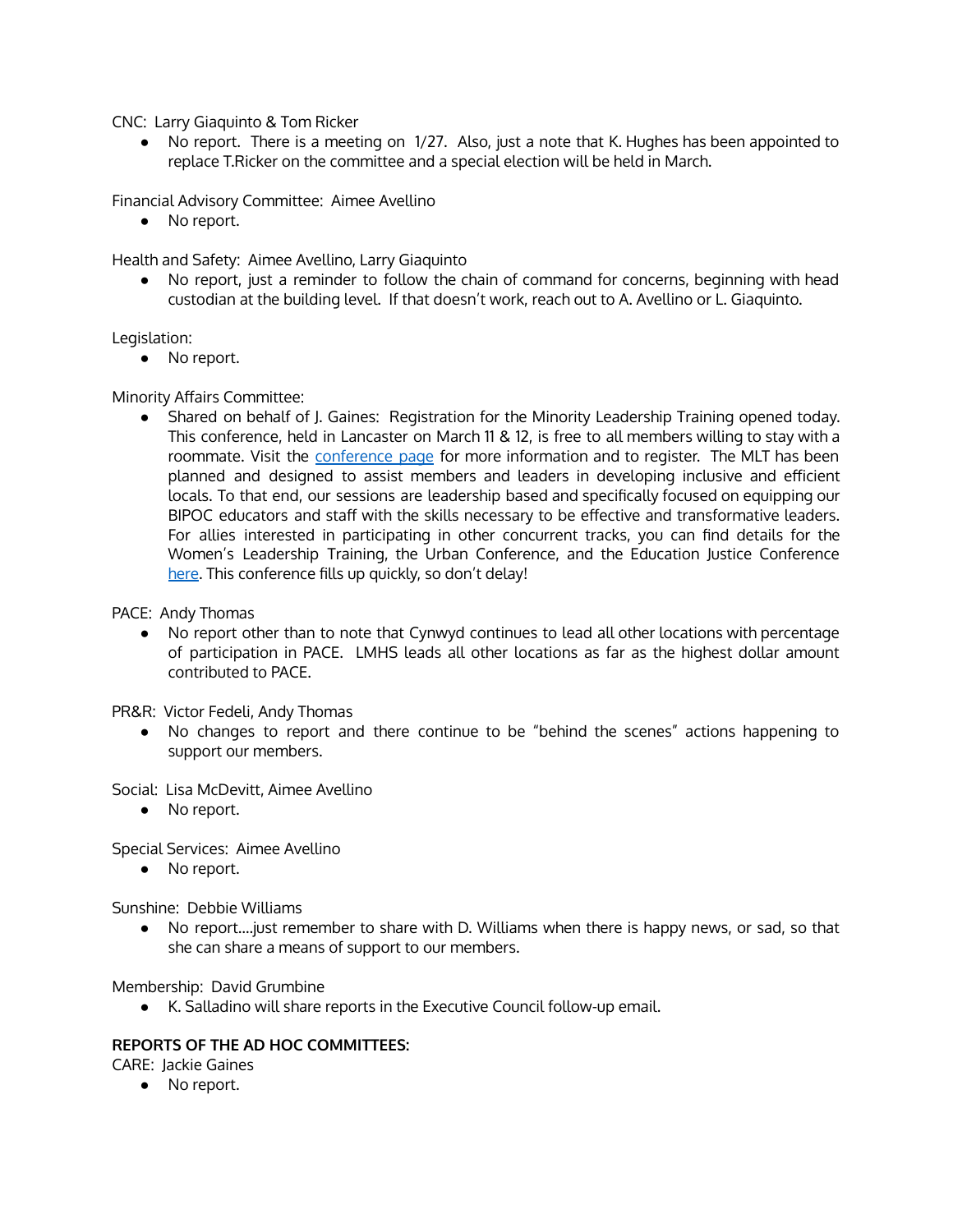CNC: Larry Giaquinto & Tom Ricker

- No report. There is a meeting on 1/27. Also, just a note that K. Hughes has been appointed to replace T.Ricker on the committee and a special election will be held in March.

Financial Advisory Committee: Aimee Avellino

- No report.

Health and Safety: Aimee Avellino, Larry Giaquinto

- No report, just a reminder to follow the chain of command for concerns, beginning with head custodian at the building level. If that doesn't work, reach out to A. Avellino or L. Giaquinto.

Legislation:

- No report.

Minority Affairs Committee:

- Shared on behalf of J. Gaines: Registration for the Minority Leadership Training opened today. This conference, held in Lancaster on March 11 & 12, is free to all members willing to stay with a roommate. Visit the conference page for more information and to register. The MLT has been planned and designed to assist members and leaders in developing inclusive and efficient locals. To that end, our sessions are leadership based and specifically focused on equipping our BIPOC educators and staff with the skills necessary to be effective and transformative leaders. For allies interested in participating in other concurrent tracks, you can find details for the Women's Leadership Training, the Urban Conference, and the Education Justice Conference here. This conference fills up quickly, so don't delay!

PACE: Andy Thomas

- No report other than to note that Cynwyd continues to lead all other locations with percentage of participation in PACE. LMHS leads all other locations as far as the highest dollar amount contributed to PACE.

PR&R: Victor Fedeli, Andy Thomas

- No changes to report and there continue to be "behind the scenes" actions happening to support our members.

Social: Lisa McDevitt, Aimee Avellino

- No report.

Special Services: Aimee Avellino

- No report.

Sunshine: Debbie Williams

- No report....just remember to share with D. Williams when there is happy news, or sad, so that she can share a means of support to our members.

Membership: David Grumbine

- K. Salladino will share reports in the Executive Council follow-up email.

**REPORTS OF THE AD HOC COMMITTEES:**

CARE: Jackie Gaines

- No report.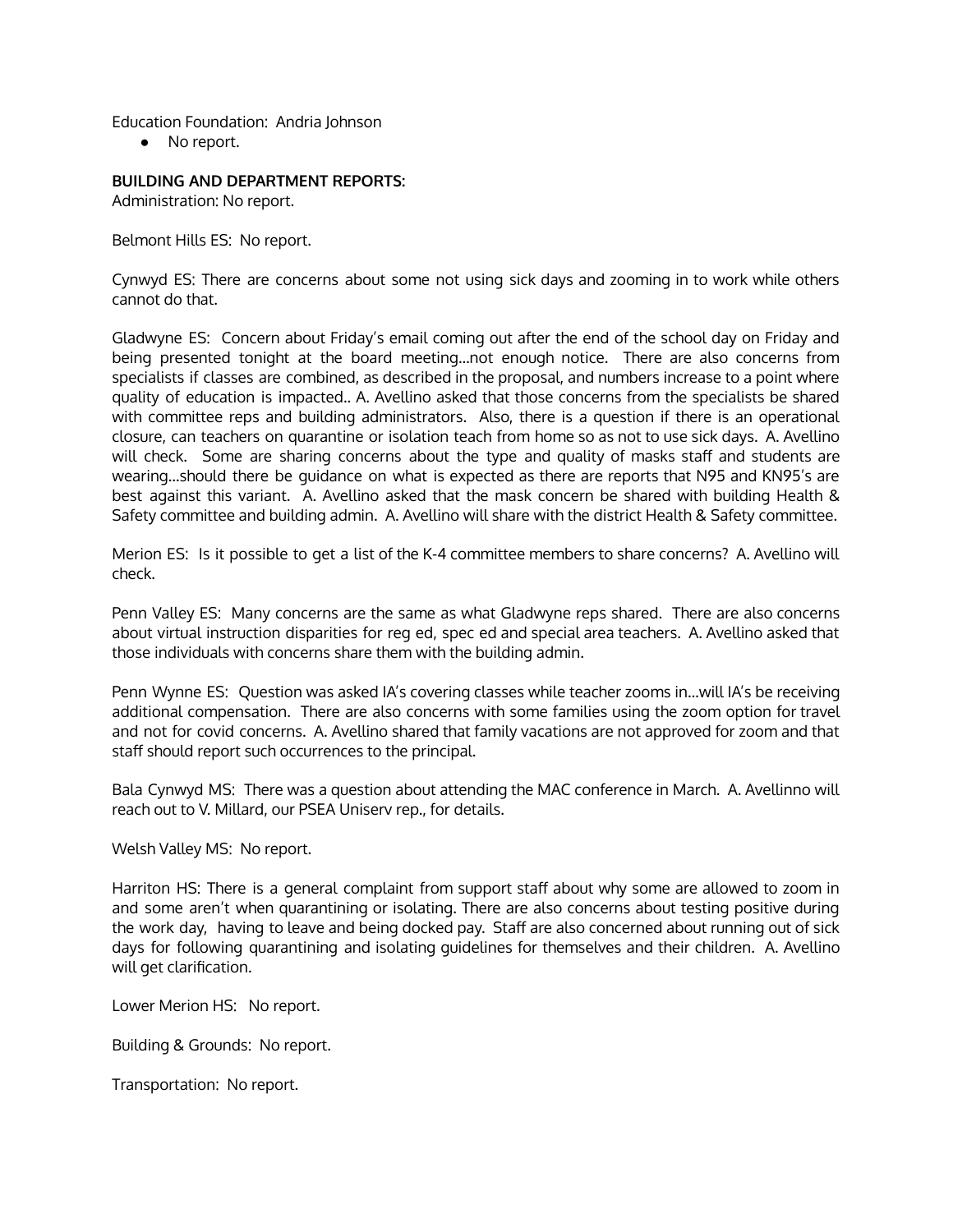Education Foundation: Andria Johnson

- No report.

**BUILDING AND DEPARTMENT REPORTS:**

Administration: No report.

Belmont Hills ES: No report.

Cynwyd ES: There are concerns about some not using sick days and zooming in to work while others cannot do that.

Gladwyne ES: Concern about Friday's email coming out after the end of the school day on Friday and being presented tonight at the board meeting...not enough notice. There are also concerns from specialists if classes are combined, as described in the proposal, and numbers increase to a point where quality of education is impacted.. A. Avellino asked that those concerns from the specialists be shared with committee reps and building administrators. Also, there is a question if there is an operational closure, can teachers on quarantine or isolation teach from home so as not to use sick days. A. Avellino will check. Some are sharing concerns about the type and quality of masks staff and students are wearing...should there be guidance on what is expected as there are reports that N95 and KN95's are best against this variant. A. Avellino asked that the mask concern be shared with building Health & Safety committee and building admin. A. Avellino will share with the district Health & Safety committee.

Merion ES: Is it possible to get a list of the K-4 committee members to share concerns? A. Avellino will check.

Penn Valley ES: Many concerns are the same as what Gladwyne reps shared. There are also concerns about virtual instruction disparities for reg ed, spec ed and special area teachers. A. Avellino asked that those individuals with concerns share them with the building admin.

Penn Wynne ES: Question was asked IA's covering classes while teacher zooms in...will IA's be receiving additional compensation. There are also concerns with some families using the zoom option for travel and not for covid concerns. A. Avellino shared that family vacations are not approved for zoom and that staff should report such occurrences to the principal.

Bala Cynwyd MS: There was a question about attending the MAC conference in March. A. Avellinno will reach out to V. Millard, our PSEA Uniserv rep., for details.

Welsh Valley MS: No report.

Harriton HS: There is a general complaint from support staff about why some are allowed to zoom in and some aren't when quarantining or isolating. There are also concerns about testing positive during the work day, having to leave and being docked pay. Staff are also concerned about running out of sick days for following quarantining and isolating guidelines for themselves and their children. A. Avellino will get clarification.

Lower Merion HS: No report.

Building & Grounds: No report.

Transportation: No report.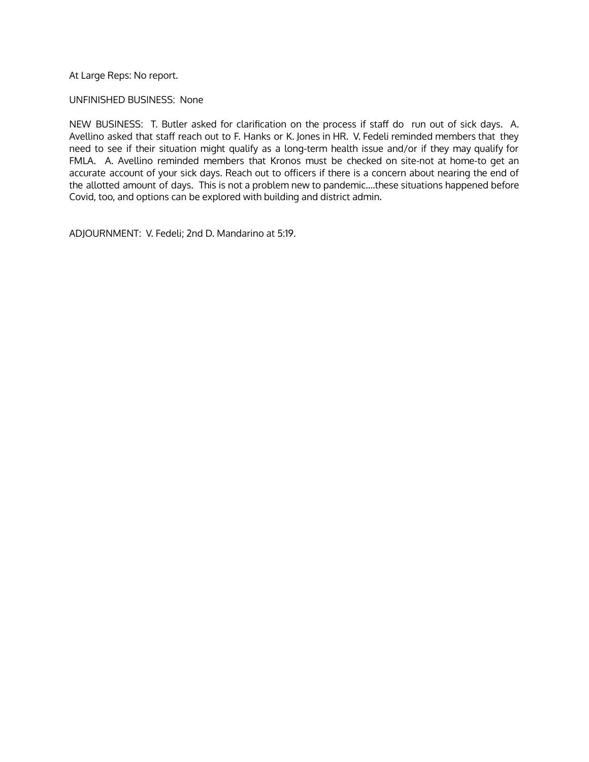At Large Reps: No report.

UNFINISHED BUSINESS: None

NEW BUSINESS: T. Butler asked for clarification on the process if staff do run out of sick days. A. Avellino asked that staff reach out to F. Hanks or K. Jones in HR. V. Fedeli reminded members that they need to see if their situation might qualify as a long-term health issue and/or if they may qualify for FMLA. A. Avellino reminded members that Kronos must be checked on site-not at home-to get an accurate account of your sick days. Reach out to officers if there is a concern about nearing the end of the allotted amount of days. This is not a problem new to pandemic....these situations happened before Covid, too, and options can be explored with building and district admin.

ADJOURNMENT: V. Fedeli; 2nd D. Mandarino at 5:19.